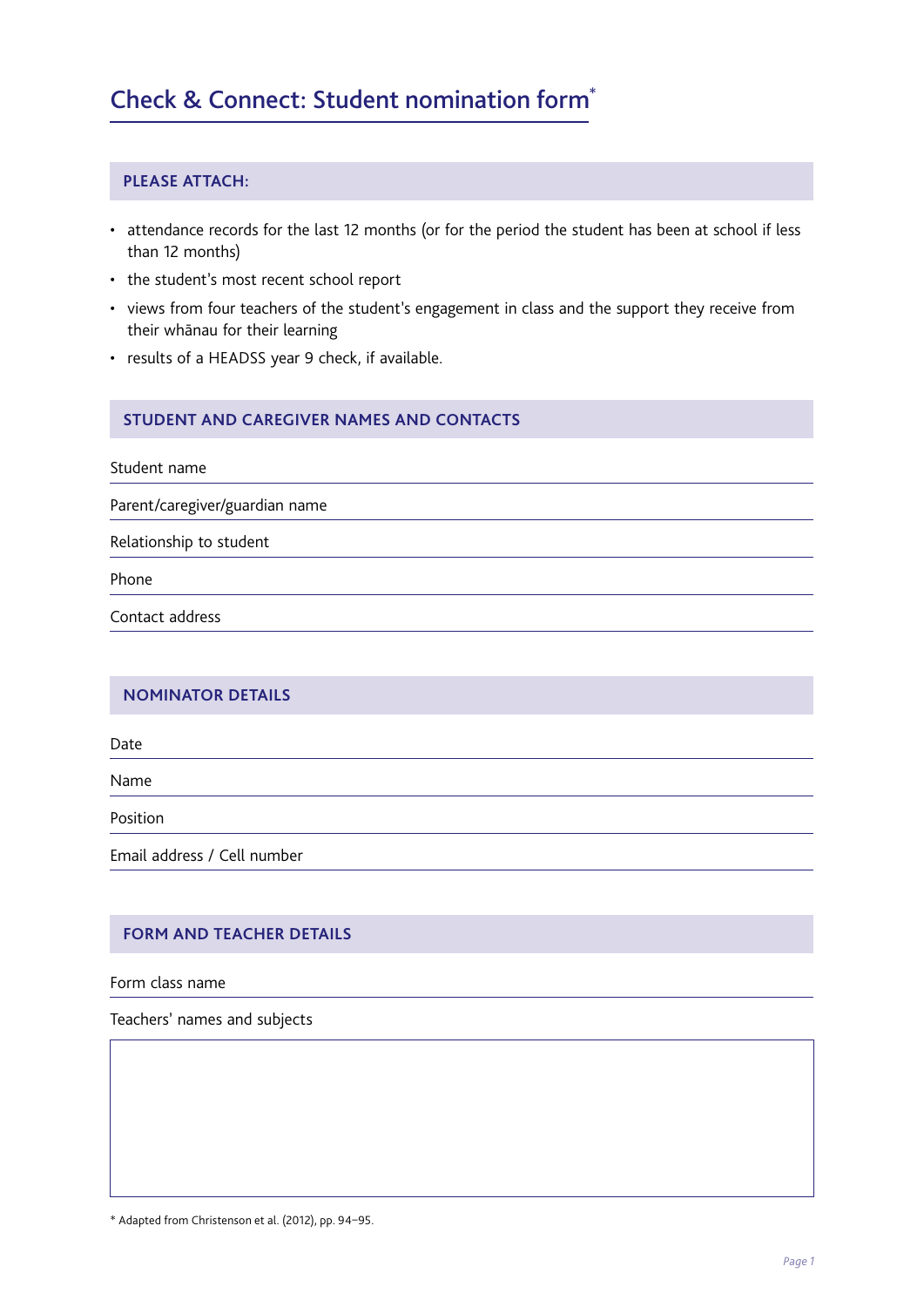# Check & Connect: Student nomination form*

## PLEASE ATTACH:

- attendance records for the last 12 months (or for the period the student has been at school if less than 12 months)
- the student's most recent school report
- views from four teachers of the student's engagement in class and the support they receive from their whānau for their learning
- results of a HEADSS year 9 check, if available.

## STUDENT AND CAREGIVER NAMES AND CONTACTS

Student name

Parent/caregiver/guardian name

Relationship to student

Phone

Contact address

## NOMINATOR DETAILS

Date

Name

Position

Email address / Cell number

## FORM AND TEACHER DETAILS

Form class name

Teachers' names and subjects

* Adapted from Christenson et al. (2012), pp. 94–95.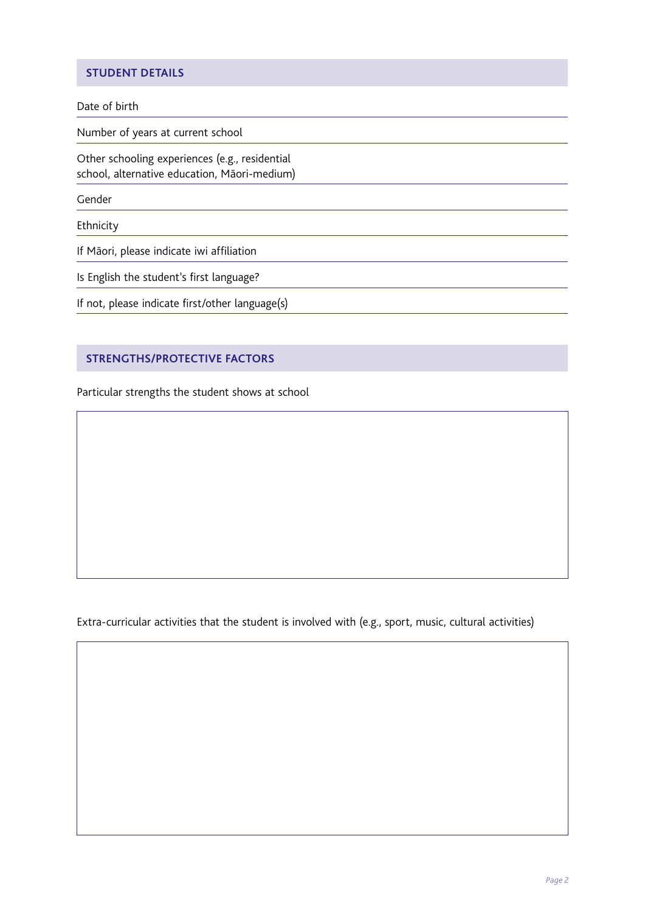## STUDENT DETAILS

Date of birth

Number of years at current school

Other schooling experiences (e.g., residential school, alternative education, Māori-medium)

Gender

Ethnicity

If Māori, please indicate iwi affiliation

Is English the student's first language?

If not, please indicate first/other language(s)

## STRENGTHS/PROTECTIVE FACTORS

Particular strengths the student shows at school

Extra-curricular activities that the student is involved with (e.g., sport, music, cultural activities)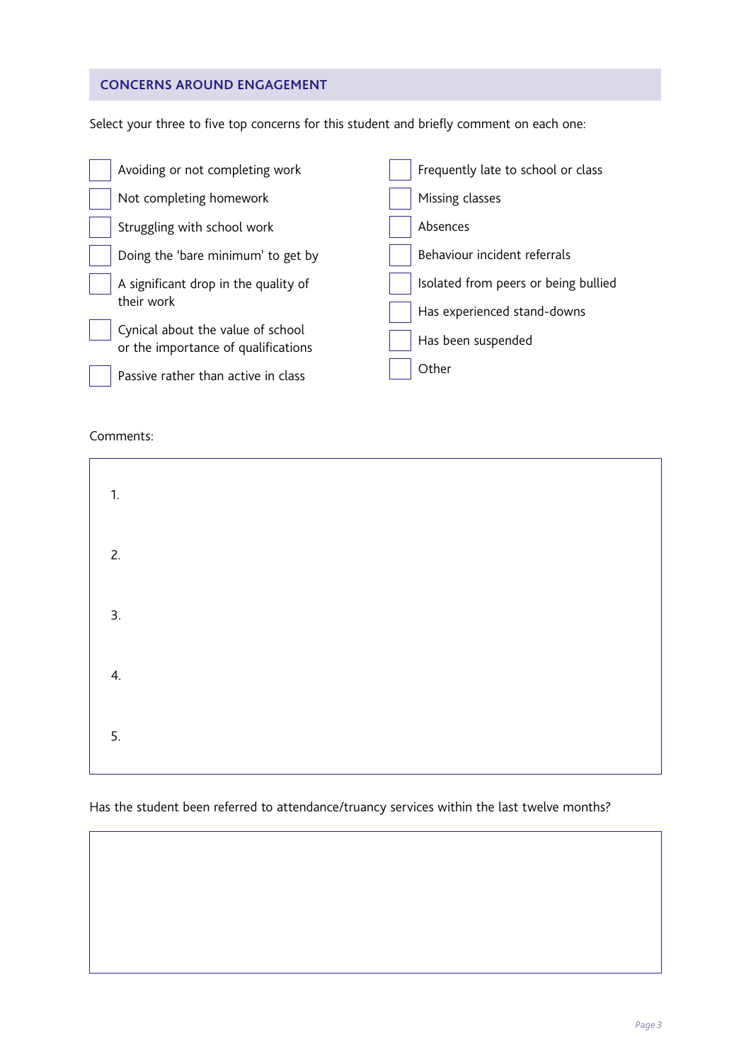## CONCERNS AROUND ENGAGEMENT

Select your three to five top concerns for this student and briefly comment on each one:

- [ ] Avoiding or not completing work
- [ ] Not completing homework
- [ ] Struggling with school work
- [ ] Doing the 'bare minimum' to get by
- [ ] A significant drop in the quality of their work
- [ ] Cynical about the value of school or the importance of qualifications
- [ ] Passive rather than active in class
- [ ] Frequently late to school or class
- [ ] Missing classes
- [ ] Absences
- [ ] Behaviour incident referrals
- [ ] Isolated from peers or being bullied
- [ ] Has experienced stand-downs
- [ ] Has been suspended
- [ ] Other

Comments:

1.

2.

3.

4.

5.

Has the student been referred to attendance/truancy services within the last twelve months?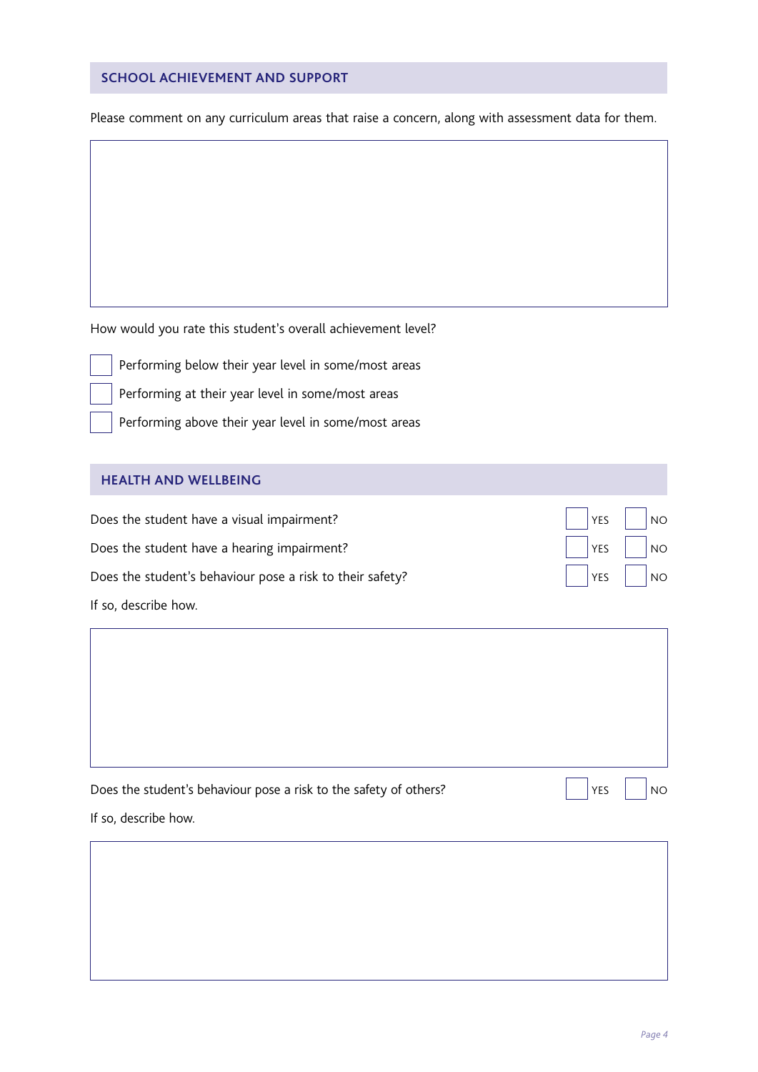## SCHOOL ACHIEVEMENT AND SUPPORT

Please comment on any curriculum areas that raise a concern, along with assessment data for them.

How would you rate this student's overall achievement level?

- [ ] Performing below their year level in some/most areas
- [ ] Performing at their year level in some/most areas
- [ ] Performing above their year level in some/most areas

## HEALTH AND WELLBEING

| | | |
|---|---|---|
| Does the student have a visual impairment? | ☐ YES | ☐ NO |
| Does the student have a hearing impairment? | ☐ YES | ☐ NO |
| Does the student's behaviour pose a risk to their safety? | ☐ YES | ☐ NO |

If so, describe how.

| | | |
|---|---|---|
| Does the student's behaviour pose a risk to the safety of others? | ☐ YES | ☐ NO |

If so, describe how.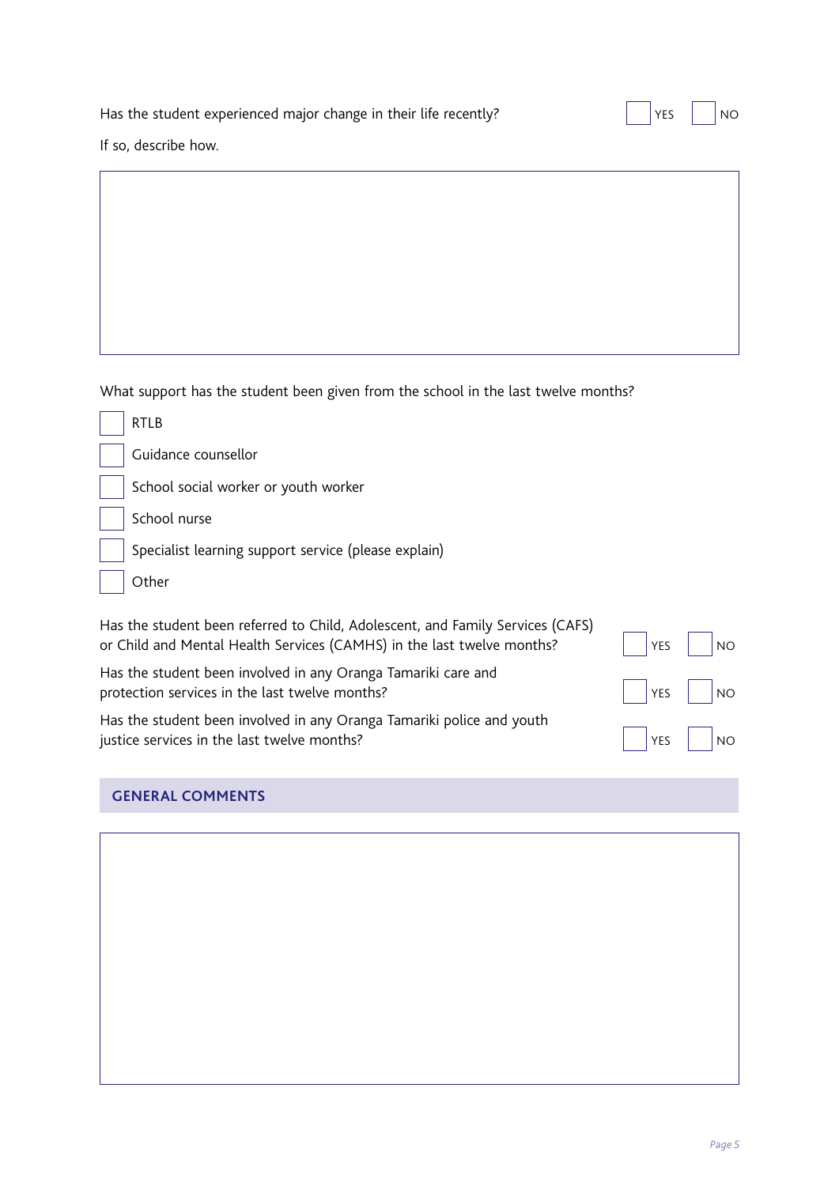Has the student experienced major change in their life recently? ☐ YES ☐ NO

If so, describe how.

What support has the student been given from the school in the last twelve months?

- ☐ RTLB
- ☐ Guidance counsellor
- ☐ School social worker or youth worker
- ☐ School nurse
- ☐ Specialist learning support service (please explain)
- ☐ Other

Has the student been referred to Child, Adolescent, and Family Services (CAFS) or Child and Mental Health Services (CAMHS) in the last twelve months? ☐ YES ☐ NO

Has the student been involved in any Oranga Tamariki care and protection services in the last twelve months? ☐ YES ☐ NO

Has the student been involved in any Oranga Tamariki police and youth justice services in the last twelve months? ☐ YES ☐ NO

## GENERAL COMMENTS